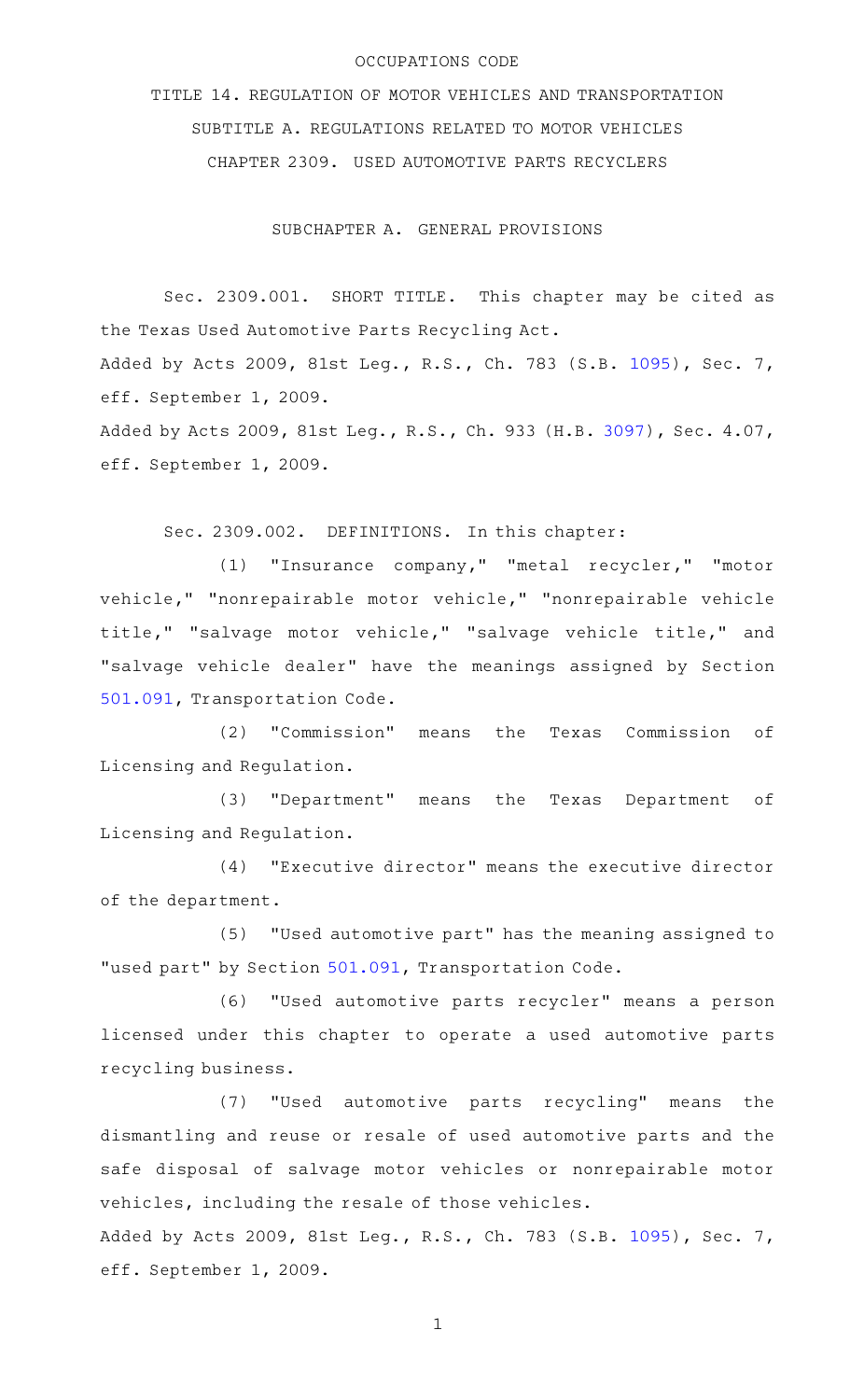# OCCUPATIONS CODE

## TITLE 14. REGULATION OF MOTOR VEHICLES AND TRANSPORTATION

## SUBTITLE A. REGULATIONS RELATED TO MOTOR VEHICLES

## CHAPTER 2309. USED AUTOMOTIVE PARTS RECYCLERS

### SUBCHAPTER A. GENERAL PROVISIONS

Sec. 2309.001. SHORT TITLE. This chapter may be cited as the Texas Used Automotive Parts Recycling Act.

Added by Acts 2009, 81st Leg., R.S., Ch. 783 (S.B. 1095), Sec. 7, eff. September 1, 2009.

Added by Acts 2009, 81st Leg., R.S., Ch. 933 (H.B. 3097), Sec. 4.07, eff. September 1, 2009.

Sec. 2309.002. DEFINITIONS. In this chapter:

(1) "Insurance company," "metal recycler," "motor vehicle," "nonrepairable motor vehicle," "nonrepairable vehicle title," "salvage motor vehicle," "salvage vehicle title," and "salvage vehicle dealer" have the meanings assigned by Section 501.091, Transportation Code.

(2) "Commission" means the Texas Commission of Licensing and Regulation.

(3) "Department" means the Texas Department of Licensing and Regulation.

(4) "Executive director" means the executive director of the department.

(5) "Used automotive part" has the meaning assigned to "used part" by Section 501.091, Transportation Code.

(6) "Used automotive parts recycler" means a person licensed under this chapter to operate a used automotive parts recycling business.

(7) "Used automotive parts recycling" means the dismantling and reuse or resale of used automotive parts and the safe disposal of salvage motor vehicles or nonrepairable motor vehicles, including the resale of those vehicles.

Added by Acts 2009, 81st Leg., R.S., Ch. 783 (S.B. 1095), Sec. 7, eff. September 1, 2009.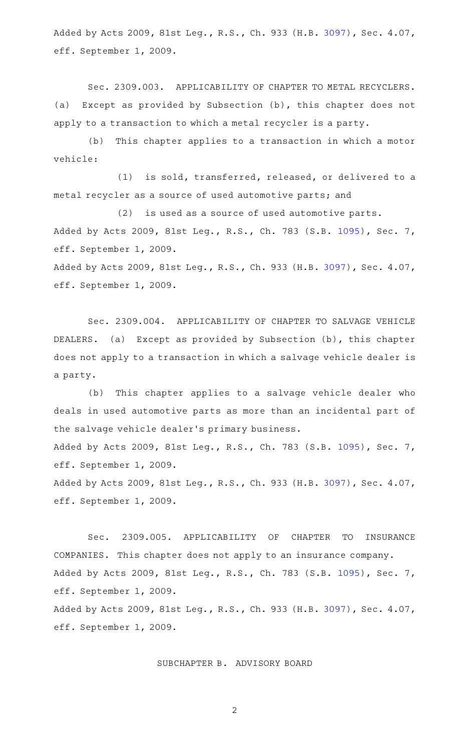Added by Acts 2009, 81st Leg., R.S., Ch. 933 (H.B. 3097), Sec. 4.07, eff. September 1, 2009.

Sec. 2309.003. APPLICABILITY OF CHAPTER TO METAL RECYCLERS. (a) Except as provided by Subsection (b), this chapter does not apply to a transaction to which a metal recycler is a party.

(b) This chapter applies to a transaction in which a motor vehicle:

(1) is sold, transferred, released, or delivered to a metal recycler as a source of used automotive parts; and

(2) is used as a source of used automotive parts.

Added by Acts 2009, 81st Leg., R.S., Ch. 783 (S.B. 1095), Sec. 7, eff. September 1, 2009.

Added by Acts 2009, 81st Leg., R.S., Ch. 933 (H.B. 3097), Sec. 4.07, eff. September 1, 2009.

Sec. 2309.004. APPLICABILITY OF CHAPTER TO SALVAGE VEHICLE DEALERS. (a) Except as provided by Subsection (b), this chapter does not apply to a transaction in which a salvage vehicle dealer is a party.

(b) This chapter applies to a salvage vehicle dealer who deals in used automotive parts as more than an incidental part of the salvage vehicle dealer's primary business.

Added by Acts 2009, 81st Leg., R.S., Ch. 783 (S.B. 1095), Sec. 7, eff. September 1, 2009.

Added by Acts 2009, 81st Leg., R.S., Ch. 933 (H.B. 3097), Sec. 4.07, eff. September 1, 2009.

Sec. 2309.005. APPLICABILITY OF CHAPTER TO INSURANCE COMPANIES. This chapter does not apply to an insurance company.

Added by Acts 2009, 81st Leg., R.S., Ch. 783 (S.B. 1095), Sec. 7, eff. September 1, 2009.

Added by Acts 2009, 81st Leg., R.S., Ch. 933 (H.B. 3097), Sec. 4.07, eff. September 1, 2009.

## SUBCHAPTER B. ADVISORY BOARD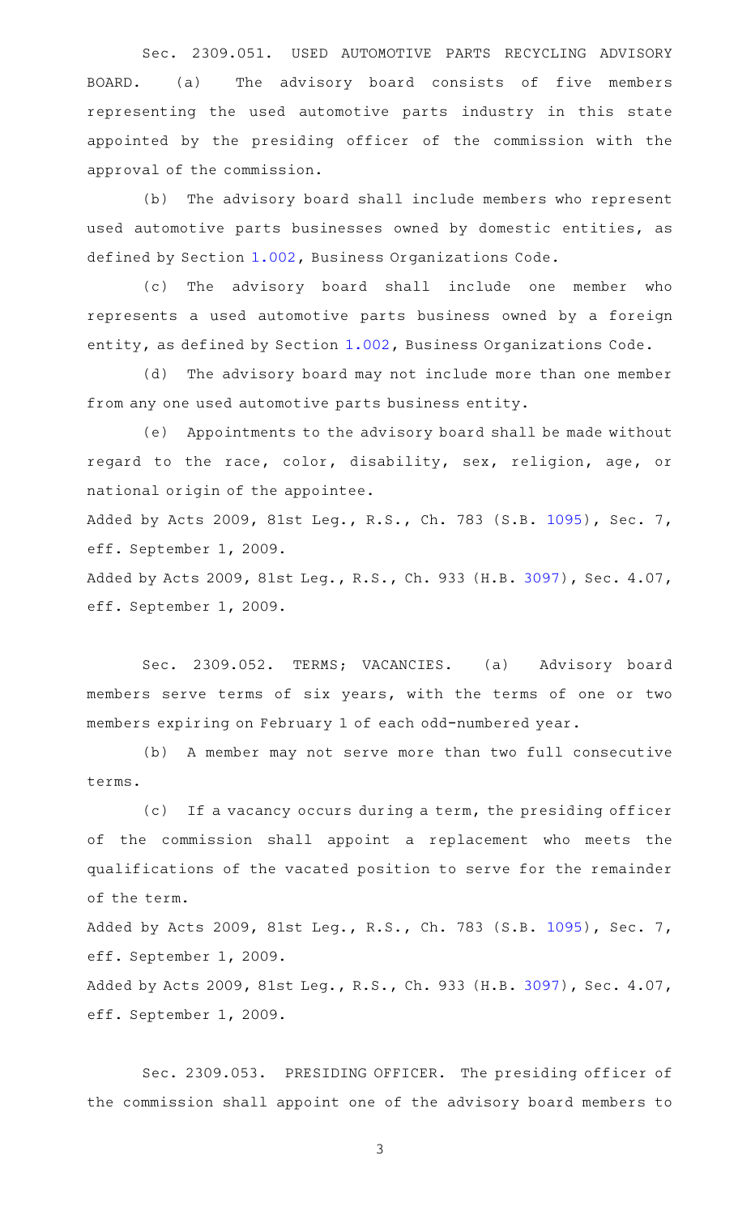Sec. 2309.051. USED AUTOMOTIVE PARTS RECYCLING ADVISORY BOARD. (a) The advisory board consists of five members representing the used automotive parts industry in this state appointed by the presiding officer of the commission with the approval of the commission.

(b) The advisory board shall include members who represent used automotive parts businesses owned by domestic entities, as defined by Section 1.002, Business Organizations Code.

(c) The advisory board shall include one member who represents a used automotive parts business owned by a foreign entity, as defined by Section 1.002, Business Organizations Code.

(d) The advisory board may not include more than one member from any one used automotive parts business entity.

(e) Appointments to the advisory board shall be made without regard to the race, color, disability, sex, religion, age, or national origin of the appointee.

Added by Acts 2009, 81st Leg., R.S., Ch. 783 (S.B. 1095), Sec. 7, eff. September 1, 2009.

Added by Acts 2009, 81st Leg., R.S., Ch. 933 (H.B. 3097), Sec. 4.07, eff. September 1, 2009.

Sec. 2309.052. TERMS; VACANCIES. (a) Advisory board members serve terms of six years, with the terms of one or two members expiring on February 1 of each odd-numbered year.

(b) A member may not serve more than two full consecutive terms.

(c) If a vacancy occurs during a term, the presiding officer of the commission shall appoint a replacement who meets the qualifications of the vacated position to serve for the remainder of the term.

Added by Acts 2009, 81st Leg., R.S., Ch. 783 (S.B. 1095), Sec. 7, eff. September 1, 2009.

Added by Acts 2009, 81st Leg., R.S., Ch. 933 (H.B. 3097), Sec. 4.07, eff. September 1, 2009.

Sec. 2309.053. PRESIDING OFFICER. The presiding officer of the commission shall appoint one of the advisory board members to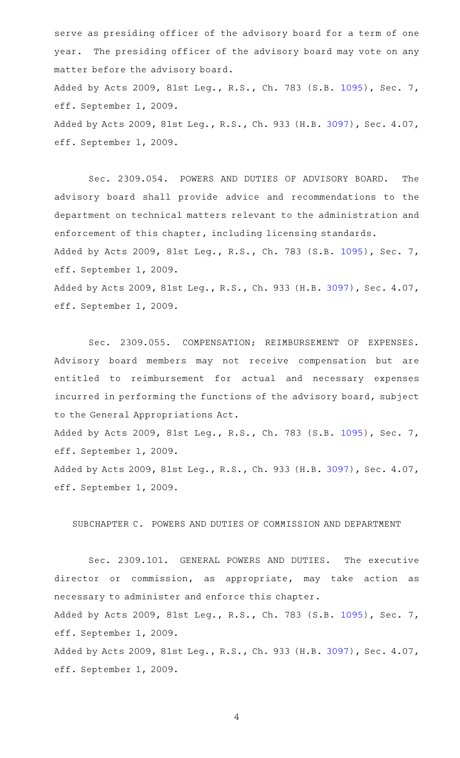serve as presiding officer of the advisory board for a term of one year. The presiding officer of the advisory board may vote on any matter before the advisory board.

Added by Acts 2009, 81st Leg., R.S., Ch. 783 (S.B. 1095), Sec. 7, eff. September 1, 2009.

Added by Acts 2009, 81st Leg., R.S., Ch. 933 (H.B. 3097), Sec. 4.07, eff. September 1, 2009.

Sec. 2309.054. POWERS AND DUTIES OF ADVISORY BOARD. The advisory board shall provide advice and recommendations to the department on technical matters relevant to the administration and enforcement of this chapter, including licensing standards.

Added by Acts 2009, 81st Leg., R.S., Ch. 783 (S.B. 1095), Sec. 7, eff. September 1, 2009.

Added by Acts 2009, 81st Leg., R.S., Ch. 933 (H.B. 3097), Sec. 4.07, eff. September 1, 2009.

Sec. 2309.055. COMPENSATION; REIMBURSEMENT OF EXPENSES. Advisory board members may not receive compensation but are entitled to reimbursement for actual and necessary expenses incurred in performing the functions of the advisory board, subject to the General Appropriations Act.

Added by Acts 2009, 81st Leg., R.S., Ch. 783 (S.B. 1095), Sec. 7, eff. September 1, 2009.

Added by Acts 2009, 81st Leg., R.S., Ch. 933 (H.B. 3097), Sec. 4.07, eff. September 1, 2009.

## SUBCHAPTER C. POWERS AND DUTIES OF COMMISSION AND DEPARTMENT

Sec. 2309.101. GENERAL POWERS AND DUTIES. The executive director or commission, as appropriate, may take action as necessary to administer and enforce this chapter.

Added by Acts 2009, 81st Leg., R.S., Ch. 783 (S.B. 1095), Sec. 7, eff. September 1, 2009.

Added by Acts 2009, 81st Leg., R.S., Ch. 933 (H.B. 3097), Sec. 4.07, eff. September 1, 2009.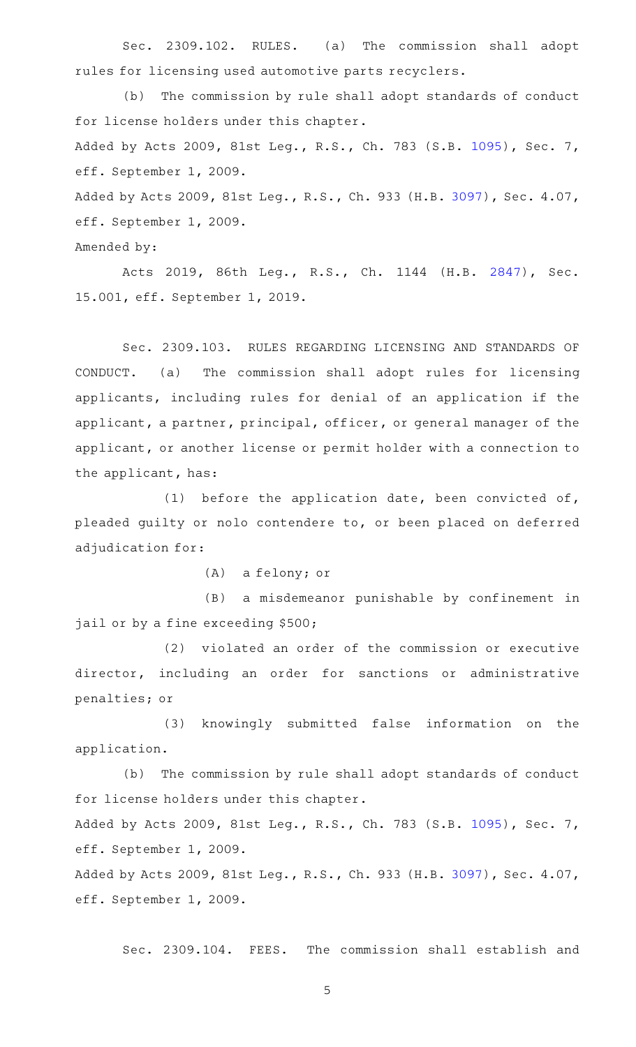Sec. 2309.102. RULES. (a) The commission shall adopt rules for licensing used automotive parts recyclers.

(b) The commission by rule shall adopt standards of conduct for license holders under this chapter.

Added by Acts 2009, 81st Leg., R.S., Ch. 783 (S.B. 1095), Sec. 7, eff. September 1, 2009.

Added by Acts 2009, 81st Leg., R.S., Ch. 933 (H.B. 3097), Sec. 4.07, eff. September 1, 2009.

Amended by:

Acts 2019, 86th Leg., R.S., Ch. 1144 (H.B. 2847), Sec. 15.001, eff. September 1, 2019.

Sec. 2309.103. RULES REGARDING LICENSING AND STANDARDS OF CONDUCT. (a) The commission shall adopt rules for licensing applicants, including rules for denial of an application if the applicant, a partner, principal, officer, or general manager of the applicant, or another license or permit holder with a connection to the applicant, has:

(1) before the application date, been convicted of, pleaded guilty or nolo contendere to, or been placed on deferred adjudication for:

(A) a felony; or

(B) a misdemeanor punishable by confinement in jail or by a fine exceeding $500;

(2) violated an order of the commission or executive director, including an order for sanctions or administrative penalties; or

(3) knowingly submitted false information on the application.

(b) The commission by rule shall adopt standards of conduct for license holders under this chapter.

Added by Acts 2009, 81st Leg., R.S., Ch. 783 (S.B. 1095), Sec. 7, eff. September 1, 2009.

Added by Acts 2009, 81st Leg., R.S., Ch. 933 (H.B. 3097), Sec. 4.07, eff. September 1, 2009.

Sec. 2309.104. FEES. The commission shall establish and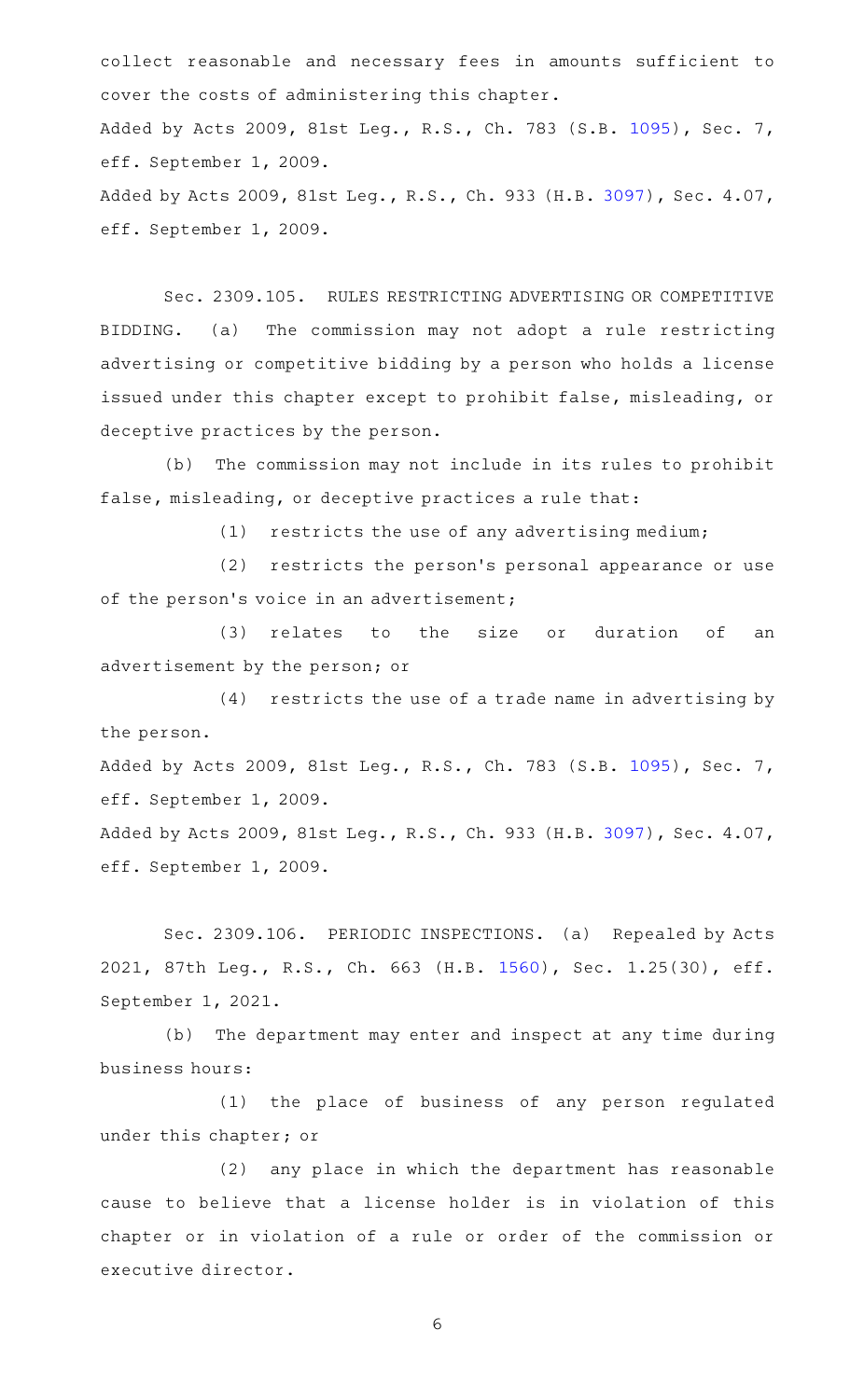collect reasonable and necessary fees in amounts sufficient to cover the costs of administering this chapter.

Added by Acts 2009, 81st Leg., R.S., Ch. 783 (S.B. 1095), Sec. 7, eff. September 1, 2009.

Added by Acts 2009, 81st Leg., R.S., Ch. 933 (H.B. 3097), Sec. 4.07, eff. September 1, 2009.

Sec. 2309.105. RULES RESTRICTING ADVERTISING OR COMPETITIVE BIDDING. (a) The commission may not adopt a rule restricting advertising or competitive bidding by a person who holds a license issued under this chapter except to prohibit false, misleading, or deceptive practices by the person.

(b) The commission may not include in its rules to prohibit false, misleading, or deceptive practices a rule that:

(1) restricts the use of any advertising medium;

(2) restricts the person's personal appearance or use of the person's voice in an advertisement;

(3) relates to the size or duration of an advertisement by the person; or

(4) restricts the use of a trade name in advertising by the person.

Added by Acts 2009, 81st Leg., R.S., Ch. 783 (S.B. 1095), Sec. 7, eff. September 1, 2009.

Added by Acts 2009, 81st Leg., R.S., Ch. 933 (H.B. 3097), Sec. 4.07, eff. September 1, 2009.

Sec. 2309.106. PERIODIC INSPECTIONS. (a) Repealed by Acts 2021, 87th Leg., R.S., Ch. 663 (H.B. 1560), Sec. 1.25(30), eff. September 1, 2021.

(b) The department may enter and inspect at any time during business hours:

(1) the place of business of any person regulated under this chapter; or

(2) any place in which the department has reasonable cause to believe that a license holder is in violation of this chapter or in violation of a rule or order of the commission or executive director.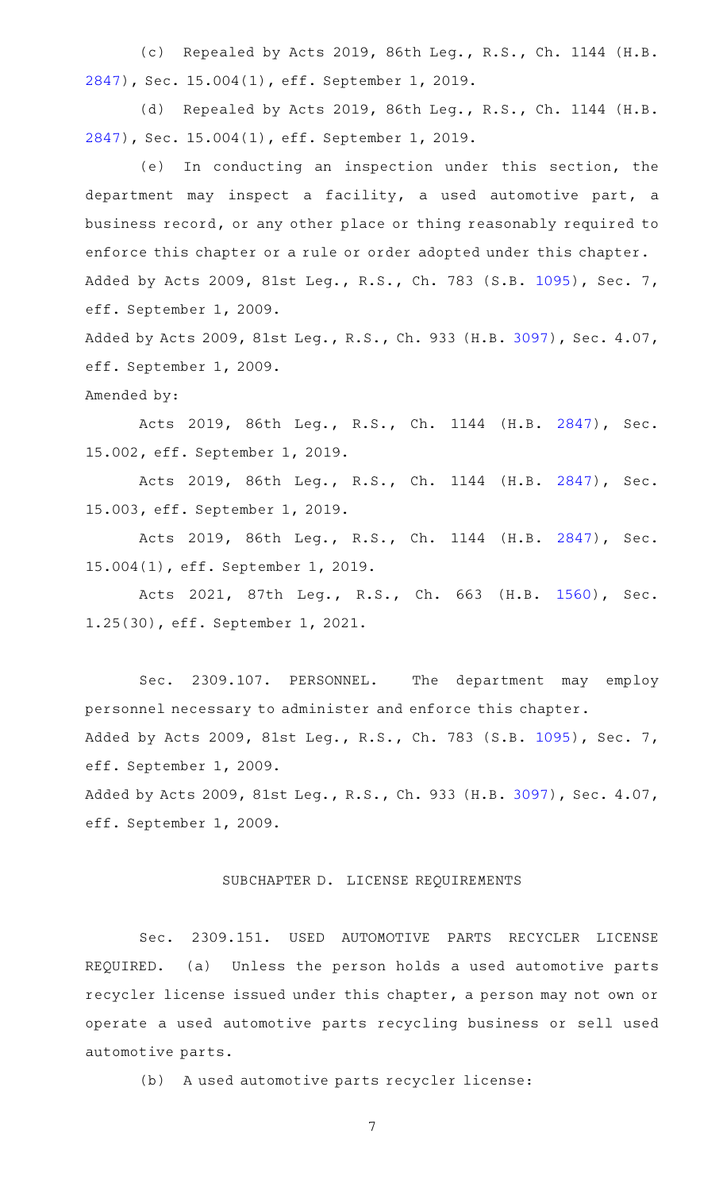(c) Repealed by Acts 2019, 86th Leg., R.S., Ch. 1144 (H.B. 2847), Sec. 15.004(1), eff. September 1, 2019.

(d) Repealed by Acts 2019, 86th Leg., R.S., Ch. 1144 (H.B. 2847), Sec. 15.004(1), eff. September 1, 2019.

(e) In conducting an inspection under this section, the department may inspect a facility, a used automotive part, a business record, or any other place or thing reasonably required to enforce this chapter or a rule or order adopted under this chapter.

Added by Acts 2009, 81st Leg., R.S., Ch. 783 (S.B. 1095), Sec. 7, eff. September 1, 2009.

Added by Acts 2009, 81st Leg., R.S., Ch. 933 (H.B. 3097), Sec. 4.07, eff. September 1, 2009.

Amended by:

Acts 2019, 86th Leg., R.S., Ch. 1144 (H.B. 2847), Sec. 15.002, eff. September 1, 2019.

Acts 2019, 86th Leg., R.S., Ch. 1144 (H.B. 2847), Sec. 15.003, eff. September 1, 2019.

Acts 2019, 86th Leg., R.S., Ch. 1144 (H.B. 2847), Sec. 15.004(1), eff. September 1, 2019.

Acts 2021, 87th Leg., R.S., Ch. 663 (H.B. 1560), Sec. 1.25(30), eff. September 1, 2021.

Sec. 2309.107. PERSONNEL. The department may employ personnel necessary to administer and enforce this chapter.

Added by Acts 2009, 81st Leg., R.S., Ch. 783 (S.B. 1095), Sec. 7, eff. September 1, 2009.

Added by Acts 2009, 81st Leg., R.S., Ch. 933 (H.B. 3097), Sec. 4.07, eff. September 1, 2009.

## SUBCHAPTER D. LICENSE REQUIREMENTS

Sec. 2309.151. USED AUTOMOTIVE PARTS RECYCLER LICENSE REQUIRED. (a) Unless the person holds a used automotive parts recycler license issued under this chapter, a person may not own or operate a used automotive parts recycling business or sell used automotive parts.

(b) A used automotive parts recycler license: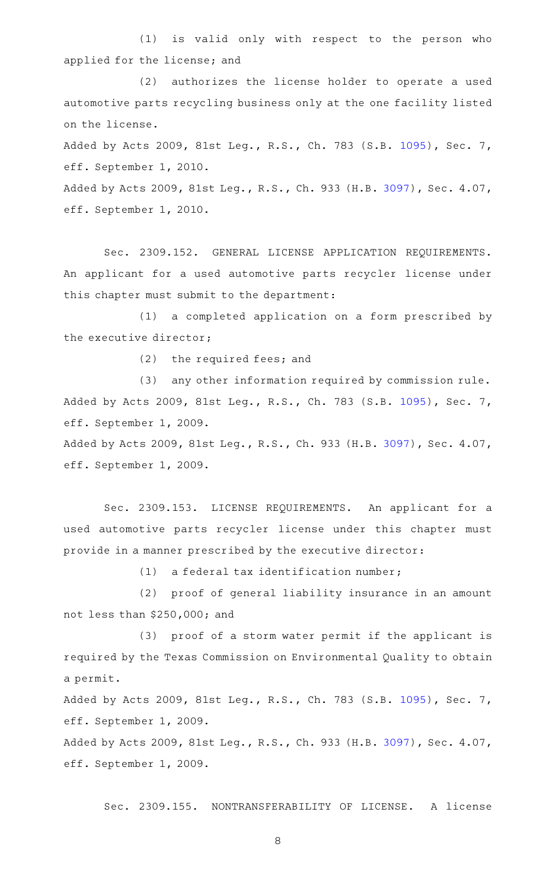(1) is valid only with respect to the person who applied for the license; and

(2) authorizes the license holder to operate a used automotive parts recycling business only at the one facility listed on the license.

Added by Acts 2009, 81st Leg., R.S., Ch. 783 (S.B. 1095), Sec. 7, eff. September 1, 2010.

Added by Acts 2009, 81st Leg., R.S., Ch. 933 (H.B. 3097), Sec. 4.07, eff. September 1, 2010.

Sec. 2309.152. GENERAL LICENSE APPLICATION REQUIREMENTS. An applicant for a used automotive parts recycler license under this chapter must submit to the department:

(1) a completed application on a form prescribed by the executive director;

(2) the required fees; and

(3) any other information required by commission rule.

Added by Acts 2009, 81st Leg., R.S., Ch. 783 (S.B. 1095), Sec. 7, eff. September 1, 2009.

Added by Acts 2009, 81st Leg., R.S., Ch. 933 (H.B. 3097), Sec. 4.07, eff. September 1, 2009.

Sec. 2309.153. LICENSE REQUIREMENTS. An applicant for a used automotive parts recycler license under this chapter must provide in a manner prescribed by the executive director:

(1) a federal tax identification number;

(2) proof of general liability insurance in an amount not less than $250,000; and

(3) proof of a storm water permit if the applicant is required by the Texas Commission on Environmental Quality to obtain a permit.

Added by Acts 2009, 81st Leg., R.S., Ch. 783 (S.B. 1095), Sec. 7, eff. September 1, 2009.

Added by Acts 2009, 81st Leg., R.S., Ch. 933 (H.B. 3097), Sec. 4.07, eff. September 1, 2009.

Sec. 2309.155. NONTRANSFERABILITY OF LICENSE. A license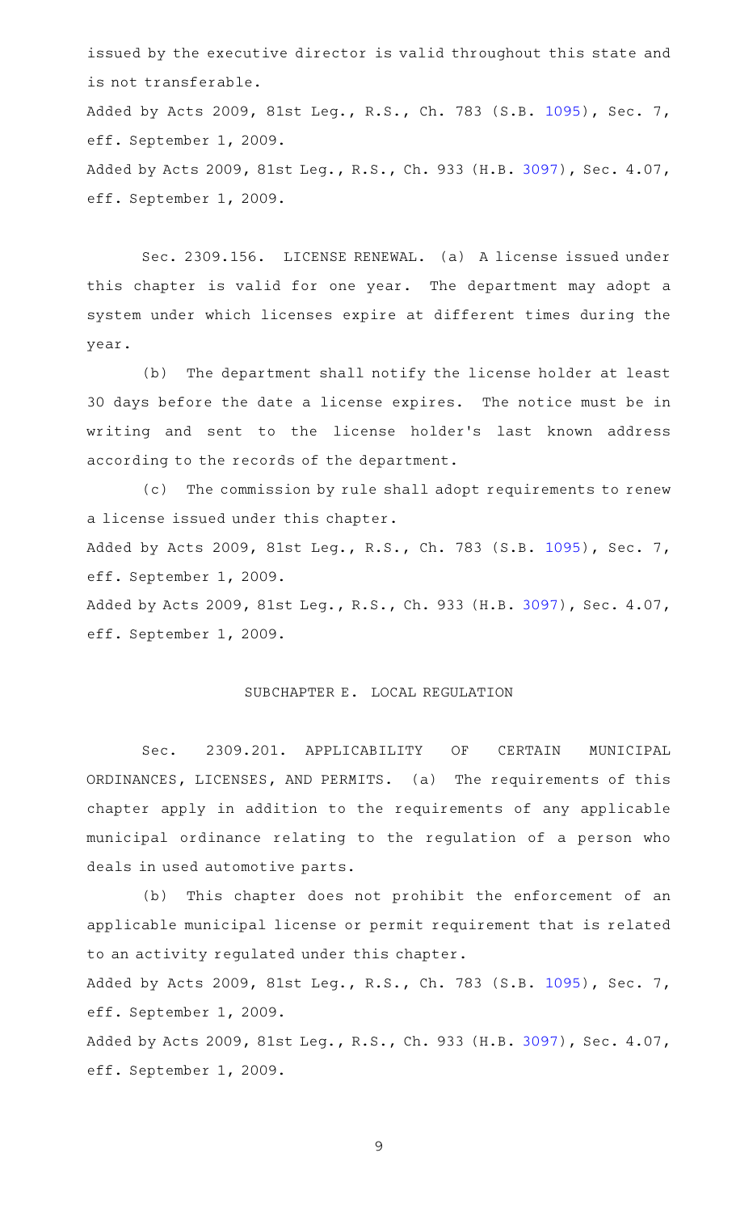issued by the executive director is valid throughout this state and is not transferable.

Added by Acts 2009, 81st Leg., R.S., Ch. 783 (S.B. 1095), Sec. 7, eff. September 1, 2009.

Added by Acts 2009, 81st Leg., R.S., Ch. 933 (H.B. 3097), Sec. 4.07, eff. September 1, 2009.

Sec. 2309.156. LICENSE RENEWAL. (a) A license issued under this chapter is valid for one year. The department may adopt a system under which licenses expire at different times during the year.

(b) The department shall notify the license holder at least 30 days before the date a license expires. The notice must be in writing and sent to the license holder's last known address according to the records of the department.

(c) The commission by rule shall adopt requirements to renew a license issued under this chapter.

Added by Acts 2009, 81st Leg., R.S., Ch. 783 (S.B. 1095), Sec. 7, eff. September 1, 2009.

Added by Acts 2009, 81st Leg., R.S., Ch. 933 (H.B. 3097), Sec. 4.07, eff. September 1, 2009.

## SUBCHAPTER E. LOCAL REGULATION

Sec. 2309.201. APPLICABILITY OF CERTAIN MUNICIPAL ORDINANCES, LICENSES, AND PERMITS. (a) The requirements of this chapter apply in addition to the requirements of any applicable municipal ordinance relating to the regulation of a person who deals in used automotive parts.

(b) This chapter does not prohibit the enforcement of an applicable municipal license or permit requirement that is related to an activity regulated under this chapter.

Added by Acts 2009, 81st Leg., R.S., Ch. 783 (S.B. 1095), Sec. 7, eff. September 1, 2009.

Added by Acts 2009, 81st Leg., R.S., Ch. 933 (H.B. 3097), Sec. 4.07, eff. September 1, 2009.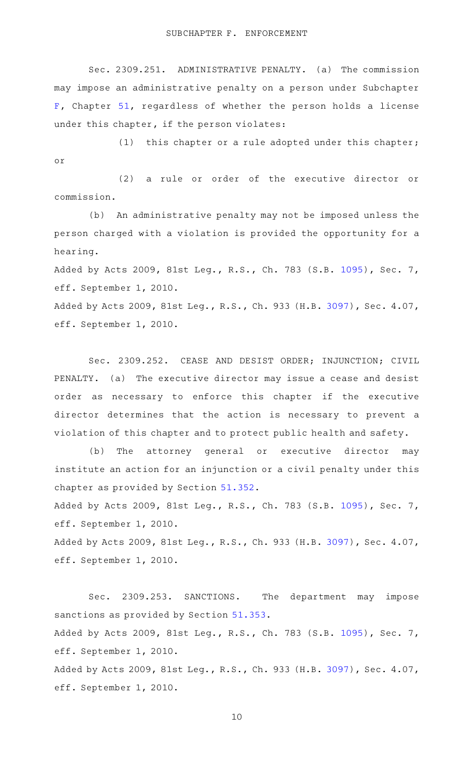## SUBCHAPTER F. ENFORCEMENT

Sec. 2309.251. ADMINISTRATIVE PENALTY. (a) The commission may impose an administrative penalty on a person under Subchapter F, Chapter 51, regardless of whether the person holds a license under this chapter, if the person violates:

(1) this chapter or a rule adopted under this chapter; or

(2) a rule or order of the executive director or commission.

(b) An administrative penalty may not be imposed unless the person charged with a violation is provided the opportunity for a hearing.

Added by Acts 2009, 81st Leg., R.S., Ch. 783 (S.B. 1095), Sec. 7, eff. September 1, 2010.

Added by Acts 2009, 81st Leg., R.S., Ch. 933 (H.B. 3097), Sec. 4.07, eff. September 1, 2010.

Sec. 2309.252. CEASE AND DESIST ORDER; INJUNCTION; CIVIL PENALTY. (a) The executive director may issue a cease and desist order as necessary to enforce this chapter if the executive director determines that the action is necessary to prevent a violation of this chapter and to protect public health and safety.

(b) The attorney general or executive director may institute an action for an injunction or a civil penalty under this chapter as provided by Section 51.352.

Added by Acts 2009, 81st Leg., R.S., Ch. 783 (S.B. 1095), Sec. 7, eff. September 1, 2010.

Added by Acts 2009, 81st Leg., R.S., Ch. 933 (H.B. 3097), Sec. 4.07, eff. September 1, 2010.

Sec. 2309.253. SANCTIONS. The department may impose sanctions as provided by Section 51.353.

Added by Acts 2009, 81st Leg., R.S., Ch. 783 (S.B. 1095), Sec. 7, eff. September 1, 2010.

Added by Acts 2009, 81st Leg., R.S., Ch. 933 (H.B. 3097), Sec. 4.07, eff. September 1, 2010.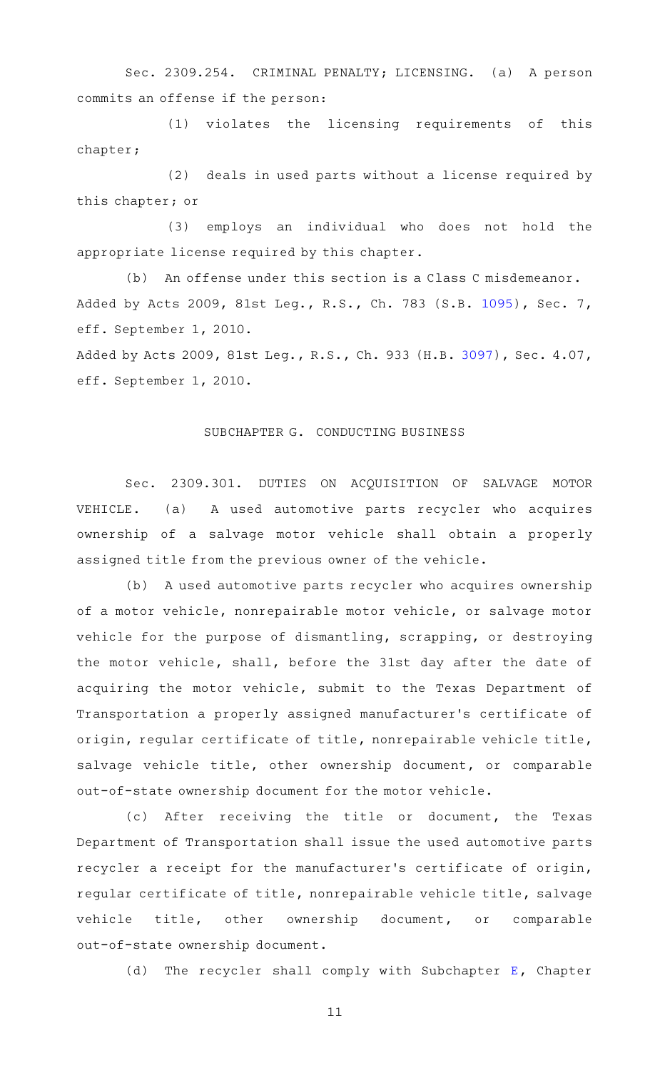Sec. 2309.254. CRIMINAL PENALTY; LICENSING. (a) A person commits an offense if the person:

(1) violates the licensing requirements of this chapter;

(2) deals in used parts without a license required by this chapter; or

(3) employs an individual who does not hold the appropriate license required by this chapter.

(b) An offense under this section is a Class C misdemeanor.

Added by Acts 2009, 81st Leg., R.S., Ch. 783 (S.B. 1095), Sec. 7, eff. September 1, 2010.

Added by Acts 2009, 81st Leg., R.S., Ch. 933 (H.B. 3097), Sec. 4.07, eff. September 1, 2010.

## SUBCHAPTER G. CONDUCTING BUSINESS

Sec. 2309.301. DUTIES ON ACQUISITION OF SALVAGE MOTOR VEHICLE. (a) A used automotive parts recycler who acquires ownership of a salvage motor vehicle shall obtain a properly assigned title from the previous owner of the vehicle.

(b) A used automotive parts recycler who acquires ownership of a motor vehicle, nonrepairable motor vehicle, or salvage motor vehicle for the purpose of dismantling, scrapping, or destroying the motor vehicle, shall, before the 31st day after the date of acquiring the motor vehicle, submit to the Texas Department of Transportation a properly assigned manufacturer's certificate of origin, regular certificate of title, nonrepairable vehicle title, salvage vehicle title, other ownership document, or comparable out-of-state ownership document for the motor vehicle.

(c) After receiving the title or document, the Texas Department of Transportation shall issue the used automotive parts recycler a receipt for the manufacturer's certificate of origin, regular certificate of title, nonrepairable vehicle title, salvage vehicle title, other ownership document, or comparable out-of-state ownership document.

(d) The recycler shall comply with Subchapter E, Chapter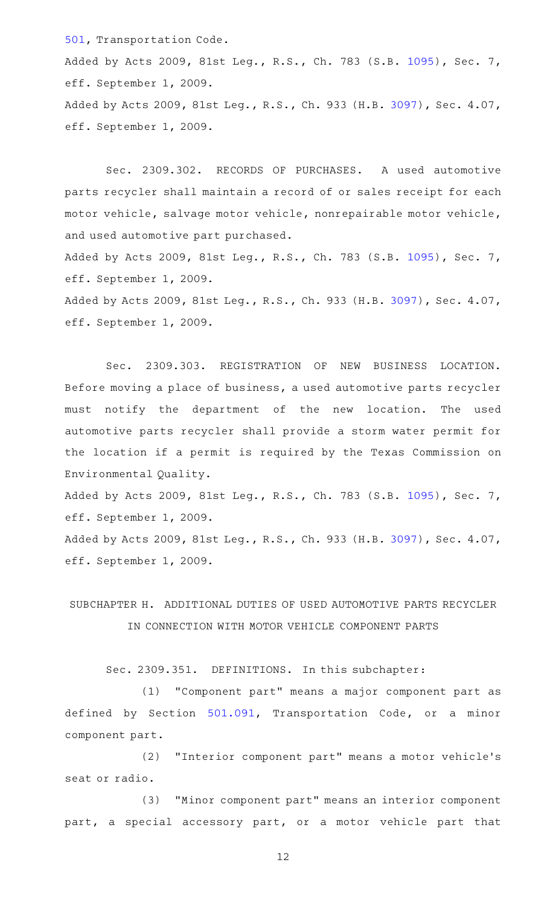501, Transportation Code.

Added by Acts 2009, 81st Leg., R.S., Ch. 783 (S.B. 1095), Sec. 7, eff. September 1, 2009.

Added by Acts 2009, 81st Leg., R.S., Ch. 933 (H.B. 3097), Sec. 4.07, eff. September 1, 2009.

Sec. 2309.302. RECORDS OF PURCHASES. A used automotive parts recycler shall maintain a record of or sales receipt for each motor vehicle, salvage motor vehicle, nonrepairable motor vehicle, and used automotive part purchased.

Added by Acts 2009, 81st Leg., R.S., Ch. 783 (S.B. 1095), Sec. 7, eff. September 1, 2009.

Added by Acts 2009, 81st Leg., R.S., Ch. 933 (H.B. 3097), Sec. 4.07, eff. September 1, 2009.

Sec. 2309.303. REGISTRATION OF NEW BUSINESS LOCATION. Before moving a place of business, a used automotive parts recycler must notify the department of the new location. The used automotive parts recycler shall provide a storm water permit for the location if a permit is required by the Texas Commission on Environmental Quality.

Added by Acts 2009, 81st Leg., R.S., Ch. 783 (S.B. 1095), Sec. 7, eff. September 1, 2009.

Added by Acts 2009, 81st Leg., R.S., Ch. 933 (H.B. 3097), Sec. 4.07, eff. September 1, 2009.

## SUBCHAPTER H. ADDITIONAL DUTIES OF USED AUTOMOTIVE PARTS RECYCLER IN CONNECTION WITH MOTOR VEHICLE COMPONENT PARTS

Sec. 2309.351. DEFINITIONS. In this subchapter:

(1) "Component part" means a major component part as defined by Section 501.091, Transportation Code, or a minor component part.

(2) "Interior component part" means a motor vehicle's seat or radio.

(3) "Minor component part" means an interior component part, a special accessory part, or a motor vehicle part that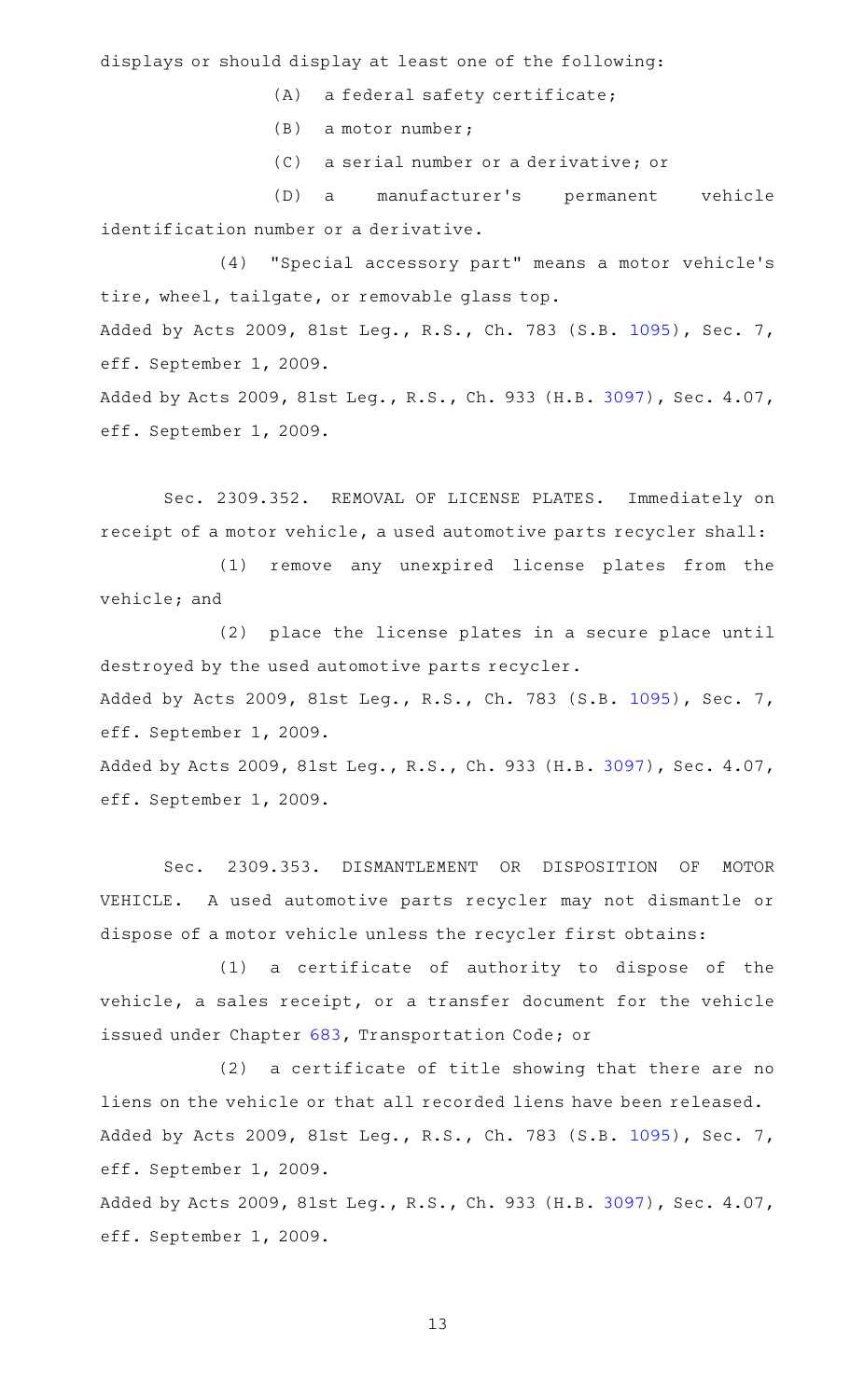displays or should display at least one of the following:

(A) a federal safety certificate;

(B) a motor number;

(C) a serial number or a derivative; or

(D) a manufacturer's permanent vehicle identification number or a derivative.

(4) "Special accessory part" means a motor vehicle's tire, wheel, tailgate, or removable glass top.

Added by Acts 2009, 81st Leg., R.S., Ch. 783 (S.B. 1095), Sec. 7, eff. September 1, 2009.

Added by Acts 2009, 81st Leg., R.S., Ch. 933 (H.B. 3097), Sec. 4.07, eff. September 1, 2009.

Sec. 2309.352. REMOVAL OF LICENSE PLATES. Immediately on receipt of a motor vehicle, a used automotive parts recycler shall:

(1) remove any unexpired license plates from the vehicle; and

(2) place the license plates in a secure place until destroyed by the used automotive parts recycler.

Added by Acts 2009, 81st Leg., R.S., Ch. 783 (S.B. 1095), Sec. 7, eff. September 1, 2009.

Added by Acts 2009, 81st Leg., R.S., Ch. 933 (H.B. 3097), Sec. 4.07, eff. September 1, 2009.

Sec. 2309.353. DISMANTLEMENT OR DISPOSITION OF MOTOR VEHICLE. A used automotive parts recycler may not dismantle or dispose of a motor vehicle unless the recycler first obtains:

(1) a certificate of authority to dispose of the vehicle, a sales receipt, or a transfer document for the vehicle issued under Chapter 683, Transportation Code; or

(2) a certificate of title showing that there are no liens on the vehicle or that all recorded liens have been released.

Added by Acts 2009, 81st Leg., R.S., Ch. 783 (S.B. 1095), Sec. 7, eff. September 1, 2009.

Added by Acts 2009, 81st Leg., R.S., Ch. 933 (H.B. 3097), Sec. 4.07, eff. September 1, 2009.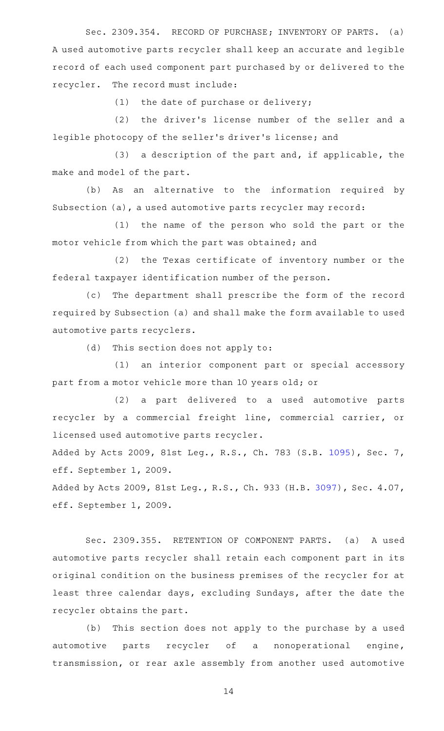Sec. 2309.354. RECORD OF PURCHASE; INVENTORY OF PARTS. (a) A used automotive parts recycler shall keep an accurate and legible record of each used component part purchased by or delivered to the recycler. The record must include:

(1) the date of purchase or delivery;

(2) the driver's license number of the seller and a legible photocopy of the seller's driver's license; and

(3) a description of the part and, if applicable, the make and model of the part.

(b) As an alternative to the information required by Subsection (a), a used automotive parts recycler may record:

(1) the name of the person who sold the part or the motor vehicle from which the part was obtained; and

(2) the Texas certificate of inventory number or the federal taxpayer identification number of the person.

(c) The department shall prescribe the form of the record required by Subsection (a) and shall make the form available to used automotive parts recyclers.

(d) This section does not apply to:

(1) an interior component part or special accessory part from a motor vehicle more than 10 years old; or

(2) a part delivered to a used automotive parts recycler by a commercial freight line, commercial carrier, or licensed used automotive parts recycler.

Added by Acts 2009, 81st Leg., R.S., Ch. 783 (S.B. 1095), Sec. 7, eff. September 1, 2009.

Added by Acts 2009, 81st Leg., R.S., Ch. 933 (H.B. 3097), Sec. 4.07, eff. September 1, 2009.

Sec. 2309.355. RETENTION OF COMPONENT PARTS. (a) A used automotive parts recycler shall retain each component part in its original condition on the business premises of the recycler for at least three calendar days, excluding Sundays, after the date the recycler obtains the part.

(b) This section does not apply to the purchase by a used automotive parts recycler of a nonoperational engine, transmission, or rear axle assembly from another used automotive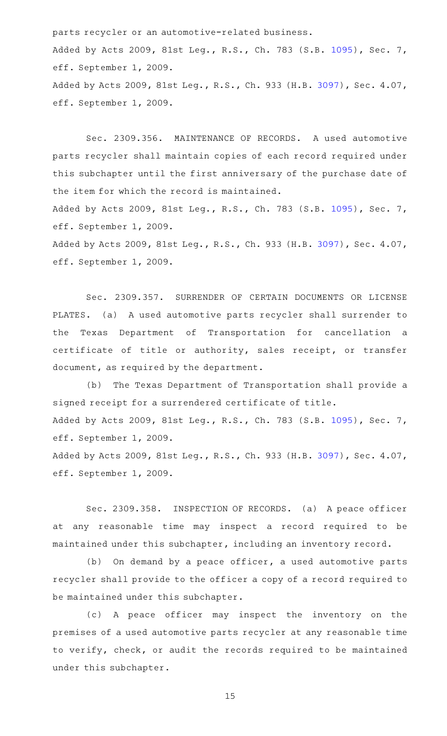parts recycler or an automotive-related business.

Added by Acts 2009, 81st Leg., R.S., Ch. 783 (S.B. 1095), Sec. 7, eff. September 1, 2009.

Added by Acts 2009, 81st Leg., R.S., Ch. 933 (H.B. 3097), Sec. 4.07, eff. September 1, 2009.

Sec. 2309.356. MAINTENANCE OF RECORDS. A used automotive parts recycler shall maintain copies of each record required under this subchapter until the first anniversary of the purchase date of the item for which the record is maintained.

Added by Acts 2009, 81st Leg., R.S., Ch. 783 (S.B. 1095), Sec. 7, eff. September 1, 2009.

Added by Acts 2009, 81st Leg., R.S., Ch. 933 (H.B. 3097), Sec. 4.07, eff. September 1, 2009.

Sec. 2309.357. SURRENDER OF CERTAIN DOCUMENTS OR LICENSE PLATES. (a) A used automotive parts recycler shall surrender to the Texas Department of Transportation for cancellation a certificate of title or authority, sales receipt, or transfer document, as required by the department.

(b) The Texas Department of Transportation shall provide a signed receipt for a surrendered certificate of title.

Added by Acts 2009, 81st Leg., R.S., Ch. 783 (S.B. 1095), Sec. 7, eff. September 1, 2009.

Added by Acts 2009, 81st Leg., R.S., Ch. 933 (H.B. 3097), Sec. 4.07, eff. September 1, 2009.

Sec. 2309.358. INSPECTION OF RECORDS. (a) A peace officer at any reasonable time may inspect a record required to be maintained under this subchapter, including an inventory record.

(b) On demand by a peace officer, a used automotive parts recycler shall provide to the officer a copy of a record required to be maintained under this subchapter.

(c) A peace officer may inspect the inventory on the premises of a used automotive parts recycler at any reasonable time to verify, check, or audit the records required to be maintained under this subchapter.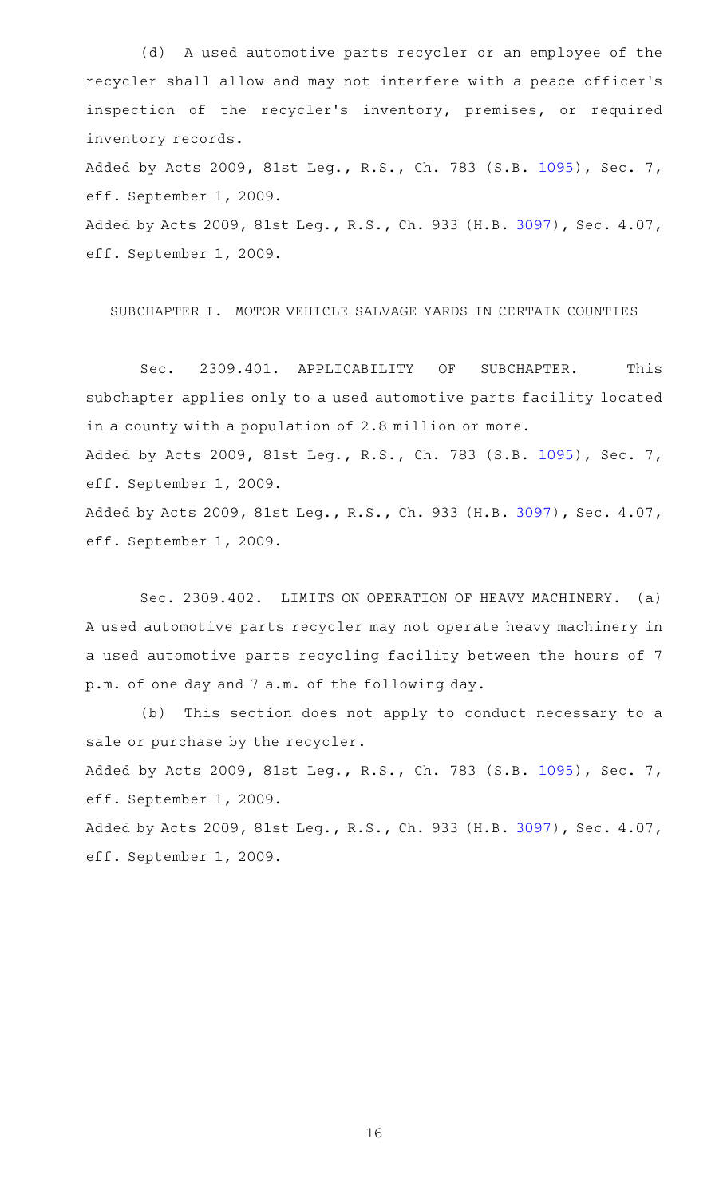(d) A used automotive parts recycler or an employee of the recycler shall allow and may not interfere with a peace officer's inspection of the recycler's inventory, premises, or required inventory records.

Added by Acts 2009, 81st Leg., R.S., Ch. 783 (S.B. 1095), Sec. 7, eff. September 1, 2009.

Added by Acts 2009, 81st Leg., R.S., Ch. 933 (H.B. 3097), Sec. 4.07, eff. September 1, 2009.

SUBCHAPTER I. MOTOR VEHICLE SALVAGE YARDS IN CERTAIN COUNTIES

Sec. 2309.401. APPLICABILITY OF SUBCHAPTER. This subchapter applies only to a used automotive parts facility located in a county with a population of 2.8 million or more.

Added by Acts 2009, 81st Leg., R.S., Ch. 783 (S.B. 1095), Sec. 7, eff. September 1, 2009.

Added by Acts 2009, 81st Leg., R.S., Ch. 933 (H.B. 3097), Sec. 4.07, eff. September 1, 2009.

Sec. 2309.402. LIMITS ON OPERATION OF HEAVY MACHINERY. (a) A used automotive parts recycler may not operate heavy machinery in a used automotive parts recycling facility between the hours of 7 p.m. of one day and 7 a.m. of the following day.

(b) This section does not apply to conduct necessary to a sale or purchase by the recycler.

Added by Acts 2009, 81st Leg., R.S., Ch. 783 (S.B. 1095), Sec. 7, eff. September 1, 2009.

Added by Acts 2009, 81st Leg., R.S., Ch. 933 (H.B. 3097), Sec. 4.07, eff. September 1, 2009.